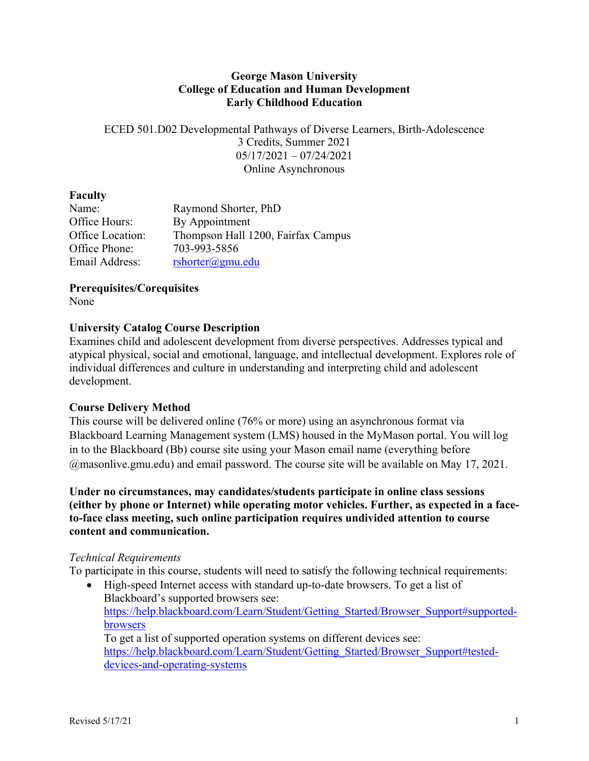# George Mason University
# College of Education and Human Development
# Early Childhood Education

ECED 501.D02 Developmental Pathways of Diverse Learners, Birth-Adolescence
3 Credits, Summer 2021
05/17/2021 – 07/24/2021
Online Asynchronous

## Faculty

| | |
|---|---|
| Name: | Raymond Shorter, PhD |
| Office Hours: | By Appointment |
| Office Location: | Thompson Hall 1200, Fairfax Campus |
| Office Phone: | 703-993-5856 |
| Email Address: | rshorter@gmu.edu |

## Prerequisites/Corequisites

None

## University Catalog Course Description

Examines child and adolescent development from diverse perspectives. Addresses typical and atypical physical, social and emotional, language, and intellectual development. Explores role of individual differences and culture in understanding and interpreting child and adolescent development.

## Course Delivery Method

This course will be delivered online (76% or more) using an asynchronous format via Blackboard Learning Management system (LMS) housed in the MyMason portal. You will log in to the Blackboard (Bb) course site using your Mason email name (everything before @masonlive.gmu.edu) and email password. The course site will be available on May 17, 2021.

**Under no circumstances, may candidates/students participate in online class sessions (either by phone or Internet) while operating motor vehicles. Further, as expected in a face-to-face class meeting, such online participation requires undivided attention to course content and communication.**

*Technical Requirements*

To participate in this course, students will need to satisfy the following technical requirements:

- High-speed Internet access with standard up-to-date browsers. To get a list of Blackboard's supported browsers see: https://help.blackboard.com/Learn/Student/Getting_Started/Browser_Support#supported-browsers

  To get a list of supported operation systems on different devices see: https://help.blackboard.com/Learn/Student/Getting_Started/Browser_Support#tested-devices-and-operating-systems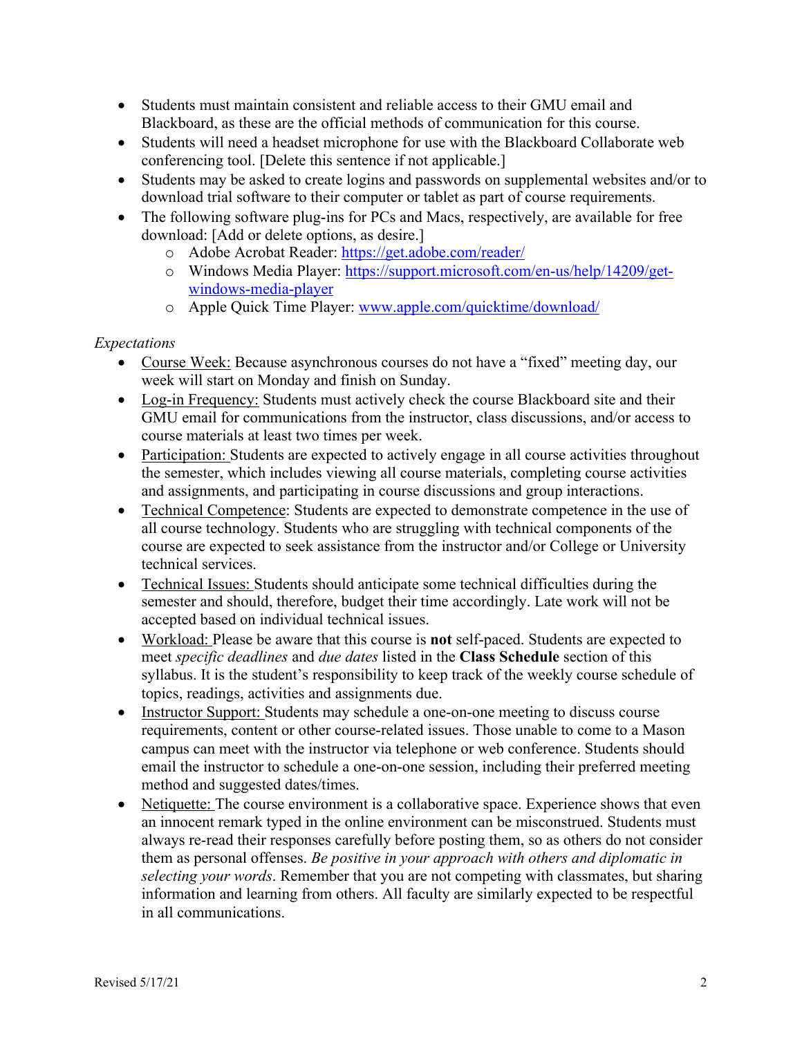- Students must maintain consistent and reliable access to their GMU email and Blackboard, as these are the official methods of communication for this course.
- Students will need a headset microphone for use with the Blackboard Collaborate web conferencing tool. [Delete this sentence if not applicable.]
- Students may be asked to create logins and passwords on supplemental websites and/or to download trial software to their computer or tablet as part of course requirements.
- The following software plug-ins for PCs and Macs, respectively, are available for free download: [Add or delete options, as desire.]
  - Adobe Acrobat Reader: https://get.adobe.com/reader/
  - Windows Media Player: https://support.microsoft.com/en-us/help/14209/get-windows-media-player
  - Apple Quick Time Player: www.apple.com/quicktime/download/

*Expectations*

- Course Week: Because asynchronous courses do not have a "fixed" meeting day, our week will start on Monday and finish on Sunday.
- Log-in Frequency: Students must actively check the course Blackboard site and their GMU email for communications from the instructor, class discussions, and/or access to course materials at least two times per week.
- Participation: Students are expected to actively engage in all course activities throughout the semester, which includes viewing all course materials, completing course activities and assignments, and participating in course discussions and group interactions.
- Technical Competence: Students are expected to demonstrate competence in the use of all course technology. Students who are struggling with technical components of the course are expected to seek assistance from the instructor and/or College or University technical services.
- Technical Issues: Students should anticipate some technical difficulties during the semester and should, therefore, budget their time accordingly. Late work will not be accepted based on individual technical issues.
- Workload: Please be aware that this course is **not** self-paced. Students are expected to meet *specific deadlines* and *due dates* listed in the **Class Schedule** section of this syllabus. It is the student's responsibility to keep track of the weekly course schedule of topics, readings, activities and assignments due.
- Instructor Support: Students may schedule a one-on-one meeting to discuss course requirements, content or other course-related issues. Those unable to come to a Mason campus can meet with the instructor via telephone or web conference. Students should email the instructor to schedule a one-on-one session, including their preferred meeting method and suggested dates/times.
- Netiquette: The course environment is a collaborative space. Experience shows that even an innocent remark typed in the online environment can be misconstrued. Students must always re-read their responses carefully before posting them, so as others do not consider them as personal offenses. *Be positive in your approach with others and diplomatic in selecting your words*. Remember that you are not competing with classmates, but sharing information and learning from others. All faculty are similarly expected to be respectful in all communications.

Revised 5/17/21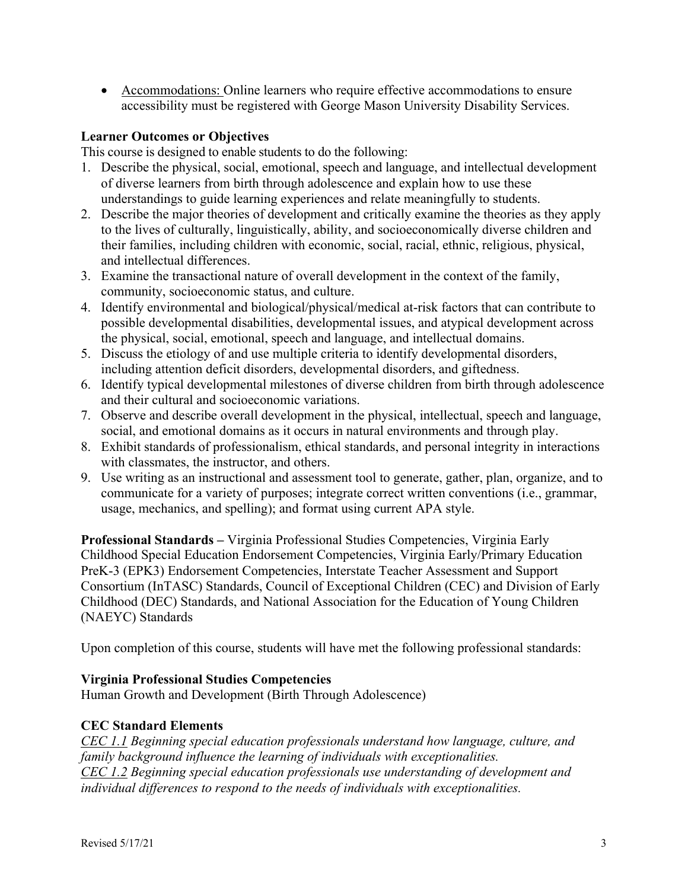- Accommodations: Online learners who require effective accommodations to ensure accessibility must be registered with George Mason University Disability Services.

**Learner Outcomes or Objectives**

This course is designed to enable students to do the following:

1. Describe the physical, social, emotional, speech and language, and intellectual development of diverse learners from birth through adolescence and explain how to use these understandings to guide learning experiences and relate meaningfully to students.
2. Describe the major theories of development and critically examine the theories as they apply to the lives of culturally, linguistically, ability, and socioeconomically diverse children and their families, including children with economic, social, racial, ethnic, religious, physical, and intellectual differences.
3. Examine the transactional nature of overall development in the context of the family, community, socioeconomic status, and culture.
4. Identify environmental and biological/physical/medical at-risk factors that can contribute to possible developmental disabilities, developmental issues, and atypical development across the physical, social, emotional, speech and language, and intellectual domains.
5. Discuss the etiology of and use multiple criteria to identify developmental disorders, including attention deficit disorders, developmental disorders, and giftedness.
6. Identify typical developmental milestones of diverse children from birth through adolescence and their cultural and socioeconomic variations.
7. Observe and describe overall development in the physical, intellectual, speech and language, social, and emotional domains as it occurs in natural environments and through play.
8. Exhibit standards of professionalism, ethical standards, and personal integrity in interactions with classmates, the instructor, and others.
9. Use writing as an instructional and assessment tool to generate, gather, plan, organize, and to communicate for a variety of purposes; integrate correct written conventions (i.e., grammar, usage, mechanics, and spelling); and format using current APA style.

**Professional Standards –** Virginia Professional Studies Competencies, Virginia Early Childhood Special Education Endorsement Competencies, Virginia Early/Primary Education PreK-3 (EPK3) Endorsement Competencies, Interstate Teacher Assessment and Support Consortium (InTASC) Standards, Council of Exceptional Children (CEC) and Division of Early Childhood (DEC) Standards, and National Association for the Education of Young Children (NAEYC) Standards

Upon completion of this course, students will have met the following professional standards:

**Virginia Professional Studies Competencies**

Human Growth and Development (Birth Through Adolescence)

**CEC Standard Elements**

*CEC 1.1 Beginning special education professionals understand how language, culture, and family background influence the learning of individuals with exceptionalities.*
*CEC 1.2 Beginning special education professionals use understanding of development and individual differences to respond to the needs of individuals with exceptionalities.*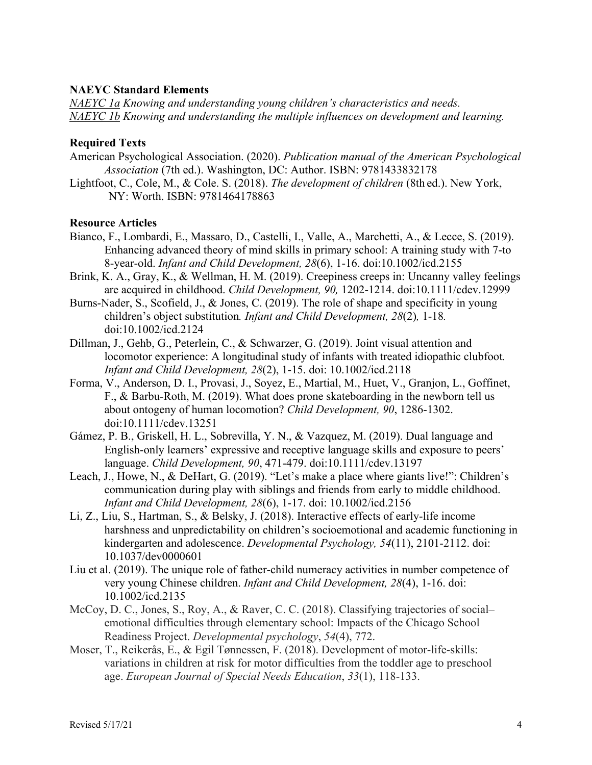**NAEYC Standard Elements**

*NAEYC 1a Knowing and understanding young children's characteristics and needs.*
*NAEYC 1b Knowing and understanding the multiple influences on development and learning.*

**Required Texts**

American Psychological Association. (2020). *Publication manual of the American Psychological Association* (7th ed.). Washington, DC: Author. ISBN: 9781433832178

Lightfoot, C., Cole, M., & Cole. S. (2018). *The development of children* (8th ed.). New York, NY: Worth. ISBN: 9781464178863

**Resource Articles**

Bianco, F., Lombardi, E., Massaro, D., Castelli, I., Valle, A., Marchetti, A., & Lecce, S. (2019). Enhancing advanced theory of mind skills in primary school: A training study with 7-to 8-year-old. *Infant and Child Development, 28*(6), 1-16. doi:10.1002/icd.2155

Brink, K. A., Gray, K., & Wellman, H. M. (2019). Creepiness creeps in: Uncanny valley feelings are acquired in childhood. *Child Development, 90,* 1202-1214. doi:10.1111/cdev.12999

Burns-Nader, S., Scofield, J., & Jones, C. (2019). The role of shape and specificity in young children's object substitution*. Infant and Child Development, 28*(2)*,* 1-18*.* doi:10.1002/icd.2124

Dillman, J., Gehb, G., Peterlein, C., & Schwarzer, G. (2019). Joint visual attention and locomotor experience: A longitudinal study of infants with treated idiopathic clubfoot*. Infant and Child Development, 28*(2), 1-15. doi: 10.1002/icd.2118

Forma, V., Anderson, D. I., Provasi, J., Soyez, E., Martial, M., Huet, V., Granjon, L., Goffinet, F., & Barbu-Roth, M. (2019). What does prone skateboarding in the newborn tell us about ontogeny of human locomotion? *Child Development, 90*, 1286-1302. doi:10.1111/cdev.13251

Gámez, P. B., Griskell, H. L., Sobrevilla, Y. N., & Vazquez, M. (2019). Dual language and English-only learners' expressive and receptive language skills and exposure to peers' language. *Child Development, 90*, 471-479. doi:10.1111/cdev.13197

Leach, J., Howe, N., & DeHart, G. (2019). "Let's make a place where giants live!": Children's communication during play with siblings and friends from early to middle childhood. *Infant and Child Development, 28*(6), 1-17. doi: 10.1002/icd.2156

Li, Z., Liu, S., Hartman, S., & Belsky, J. (2018). Interactive effects of early-life income harshness and unpredictability on children's socioemotional and academic functioning in kindergarten and adolescence. *Developmental Psychology, 54*(11), 2101-2112. doi: 10.1037/dev0000601

Liu et al. (2019). The unique role of father-child numeracy activities in number competence of very young Chinese children. *Infant and Child Development, 28*(4), 1-16. doi: 10.1002/icd.2135

McCoy, D. C., Jones, S., Roy, A., & Raver, C. C. (2018). Classifying trajectories of social–emotional difficulties through elementary school: Impacts of the Chicago School Readiness Project. *Developmental psychology*, *54*(4), 772.

Moser, T., Reikerås, E., & Egil Tønnessen, F. (2018). Development of motor-life-skills: variations in children at risk for motor difficulties from the toddler age to preschool age. *European Journal of Special Needs Education*, *33*(1), 118-133.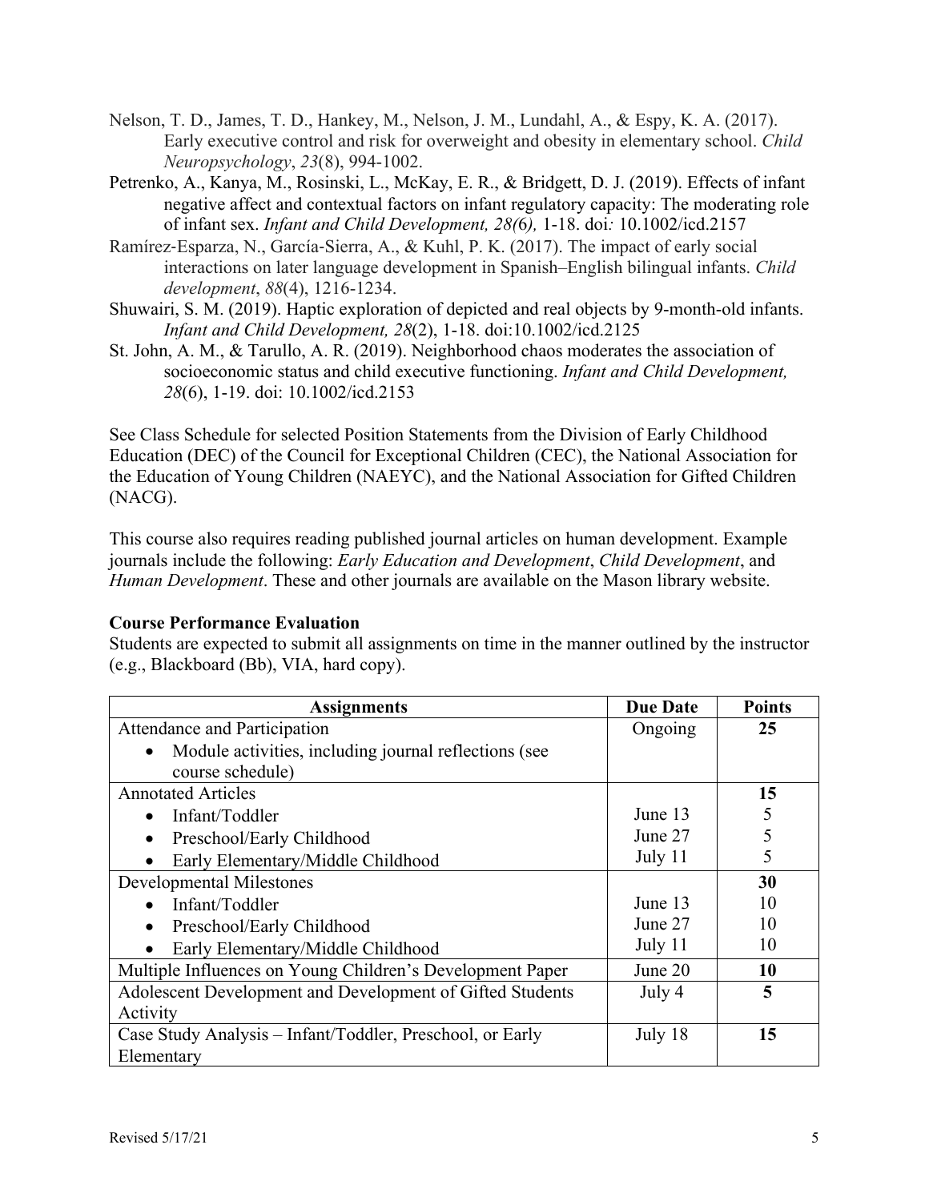Nelson, T. D., James, T. D., Hankey, M., Nelson, J. M., Lundahl, A., & Espy, K. A. (2017). Early executive control and risk for overweight and obesity in elementary school. *Child Neuropsychology*, *23*(8), 994-1002.

Petrenko, A., Kanya, M., Rosinski, L., McKay, E. R., & Bridgett, D. J. (2019). Effects of infant negative affect and contextual factors on infant regulatory capacity: The moderating role of infant sex. *Infant and Child Development, 28(*6*),* 1-18. doi*:* 10.1002/icd.2157

Ramírez‐Esparza, N., García‐Sierra, A., & Kuhl, P. K. (2017). The impact of early social interactions on later language development in Spanish–English bilingual infants. *Child development*, *88*(4), 1216-1234.

Shuwairi, S. M. (2019). Haptic exploration of depicted and real objects by 9-month-old infants. *Infant and Child Development, 28*(2), 1-18. doi:10.1002/icd.2125

St. John, A. M., & Tarullo, A. R. (2019). Neighborhood chaos moderates the association of socioeconomic status and child executive functioning. *Infant and Child Development, 28*(6), 1-19. doi: 10.1002/icd.2153

See Class Schedule for selected Position Statements from the Division of Early Childhood Education (DEC) of the Council for Exceptional Children (CEC), the National Association for the Education of Young Children (NAEYC), and the National Association for Gifted Children (NACG).

This course also requires reading published journal articles on human development. Example journals include the following: *Early Education and Development*, *Child Development*, and *Human Development*. These and other journals are available on the Mason library website.

**Course Performance Evaluation**

Students are expected to submit all assignments on time in the manner outlined by the instructor (e.g., Blackboard (Bb), VIA, hard copy).

| Assignments | Due Date | Points |
|---|---|---|
| Attendance and Participation<br>• Module activities, including journal reflections (see course schedule) | Ongoing | **25** |
| Annotated Articles | | **15** |
| • Infant/Toddler | June 13 | 5 |
| • Preschool/Early Childhood | June 27 | 5 |
| • Early Elementary/Middle Childhood | July 11 | 5 |
| Developmental Milestones | | **30** |
| • Infant/Toddler | June 13 | 10 |
| • Preschool/Early Childhood | June 27 | 10 |
| • Early Elementary/Middle Childhood | July 11 | 10 |
| Multiple Influences on Young Children's Development Paper | June 20 | **10** |
| Adolescent Development and Development of Gifted Students Activity | July 4 | **5** |
| Case Study Analysis – Infant/Toddler, Preschool, or Early Elementary | July 18 | **15** |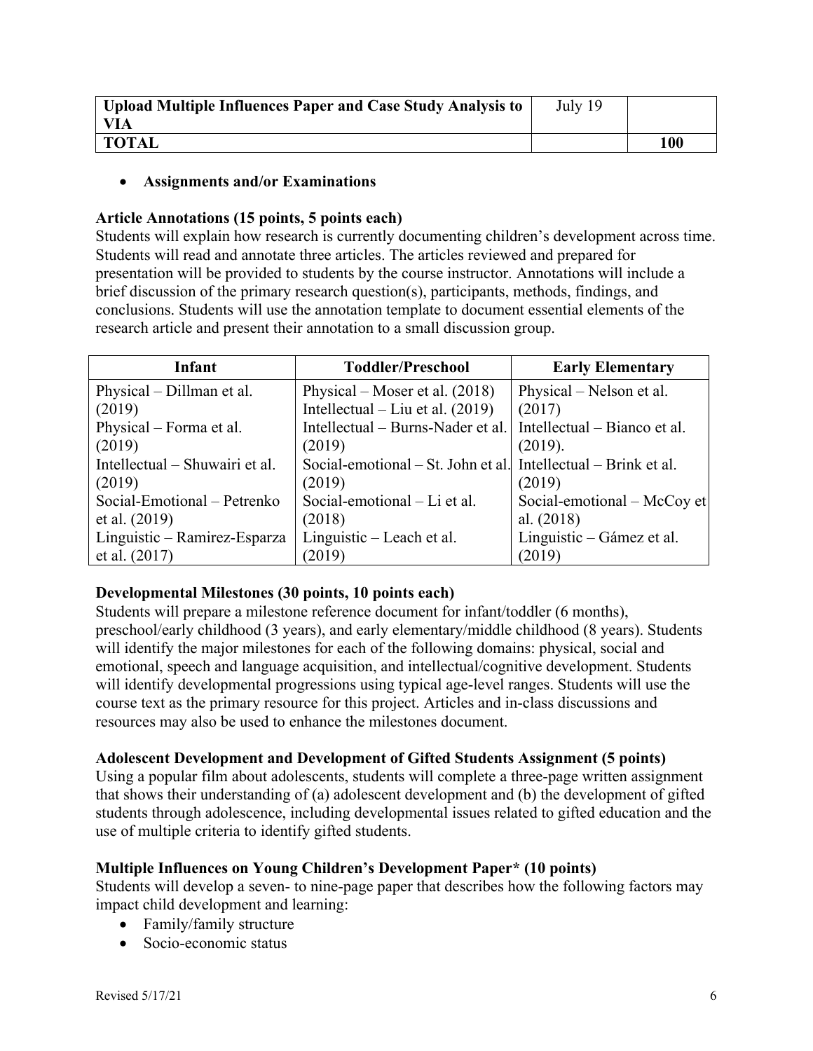| **Upload Multiple Influences Paper and Case Study Analysis to VIA** | July 19 | |
|---|---|---|
| **TOTAL** | | **100** |

- **Assignments and/or Examinations**

**Article Annotations (15 points, 5 points each)**

Students will explain how research is currently documenting children's development across time. Students will read and annotate three articles. The articles reviewed and prepared for presentation will be provided to students by the course instructor. Annotations will include a brief discussion of the primary research question(s), participants, methods, findings, and conclusions. Students will use the annotation template to document essential elements of the research article and present their annotation to a small discussion group.

| Infant | Toddler/Preschool | Early Elementary |
|---|---|---|
| Physical – Dillman et al. (2019)<br>Physical – Forma et al. (2019)<br>Intellectual – Shuwairi et al. (2019)<br>Social-Emotional – Petrenko et al. (2019)<br>Linguistic – Ramirez-Esparza et al. (2017) | Physical – Moser et al. (2018)<br>Intellectual – Liu et al. (2019)<br>Intellectual – Burns-Nader et al. (2019)<br>Social-emotional – St. John et al. (2019)<br>Social-emotional – Li et al. (2018)<br>Linguistic – Leach et al. (2019) | Physical – Nelson et al. (2017)<br>Intellectual – Bianco et al. (2019).<br>Intellectual – Brink et al. (2019)<br>Social-emotional – McCoy et al. (2018)<br>Linguistic – Gámez et al. (2019) |

**Developmental Milestones (30 points, 10 points each)**

Students will prepare a milestone reference document for infant/toddler (6 months), preschool/early childhood (3 years), and early elementary/middle childhood (8 years). Students will identify the major milestones for each of the following domains: physical, social and emotional, speech and language acquisition, and intellectual/cognitive development. Students will identify developmental progressions using typical age-level ranges. Students will use the course text as the primary resource for this project. Articles and in-class discussions and resources may also be used to enhance the milestones document.

**Adolescent Development and Development of Gifted Students Assignment (5 points)**

Using a popular film about adolescents, students will complete a three-page written assignment that shows their understanding of (a) adolescent development and (b) the development of gifted students through adolescence, including developmental issues related to gifted education and the use of multiple criteria to identify gifted students.

**Multiple Influences on Young Children's Development Paper* (10 points)**

Students will develop a seven- to nine-page paper that describes how the following factors may impact child development and learning:

- Family/family structure
- Socio-economic status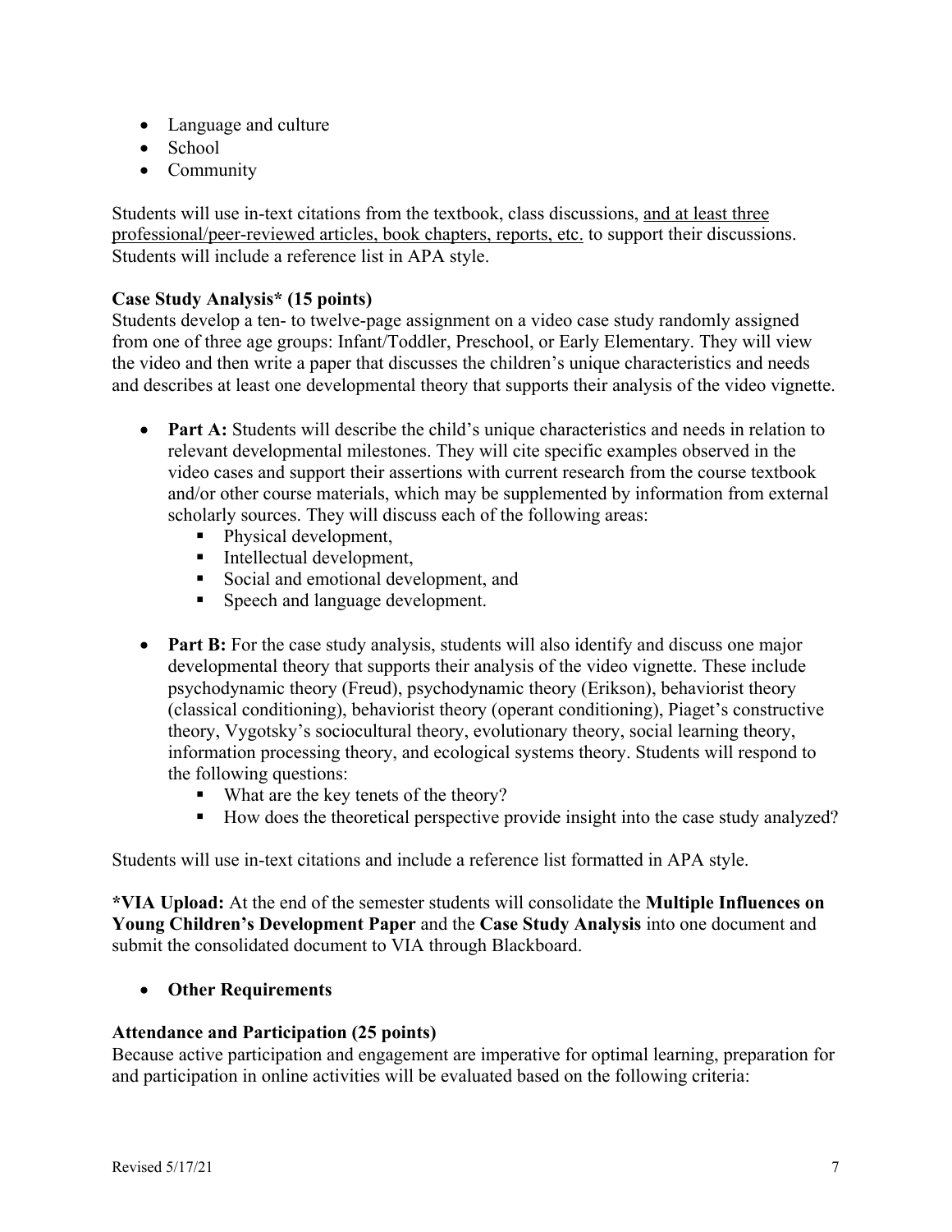- Language and culture
- School
- Community

Students will use in-text citations from the textbook, class discussions, <u>and at least three professional/peer-reviewed articles, book chapters, reports, etc.</u> to support their discussions. Students will include a reference list in APA style.

**Case Study Analysis* (15 points)**
Students develop a ten- to twelve-page assignment on a video case study randomly assigned from one of three age groups: Infant/Toddler, Preschool, or Early Elementary. They will view the video and then write a paper that discusses the children's unique characteristics and needs and describes at least one developmental theory that supports their analysis of the video vignette.

- **Part A:** Students will describe the child's unique characteristics and needs in relation to relevant developmental milestones. They will cite specific examples observed in the video cases and support their assertions with current research from the course textbook and/or other course materials, which may be supplemented by information from external scholarly sources. They will discuss each of the following areas:
  - Physical development,
  - Intellectual development,
  - Social and emotional development, and
  - Speech and language development.

- **Part B:** For the case study analysis, students will also identify and discuss one major developmental theory that supports their analysis of the video vignette. These include psychodynamic theory (Freud), psychodynamic theory (Erikson), behaviorist theory (classical conditioning), behaviorist theory (operant conditioning), Piaget's constructive theory, Vygotsky's sociocultural theory, evolutionary theory, social learning theory, information processing theory, and ecological systems theory. Students will respond to the following questions:
  - What are the key tenets of the theory?
  - How does the theoretical perspective provide insight into the case study analyzed?

Students will use in-text citations and include a reference list formatted in APA style.

***VIA Upload:** At the end of the semester students will consolidate the **Multiple Influences on Young Children's Development Paper** and the **Case Study Analysis** into one document and submit the consolidated document to VIA through Blackboard.

- **Other Requirements**

**Attendance and Participation (25 points)**
Because active participation and engagement are imperative for optimal learning, preparation for and participation in online activities will be evaluated based on the following criteria: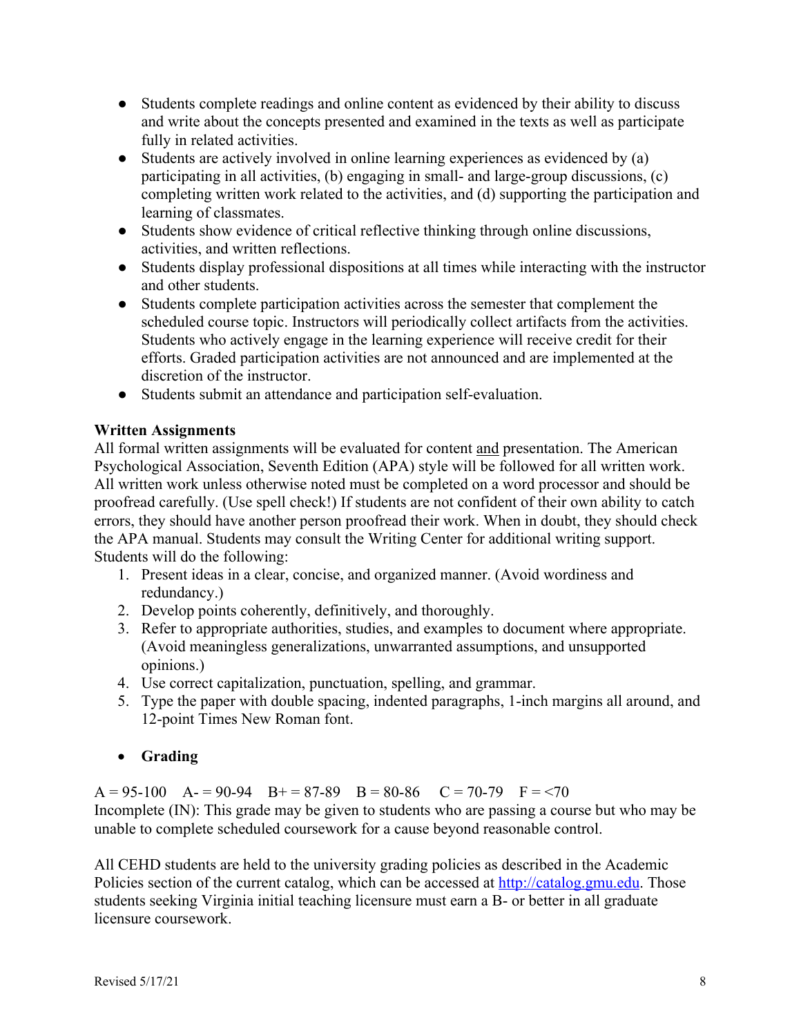- Students complete readings and online content as evidenced by their ability to discuss and write about the concepts presented and examined in the texts as well as participate fully in related activities.
- Students are actively involved in online learning experiences as evidenced by (a) participating in all activities, (b) engaging in small- and large-group discussions, (c) completing written work related to the activities, and (d) supporting the participation and learning of classmates.
- Students show evidence of critical reflective thinking through online discussions, activities, and written reflections.
- Students display professional dispositions at all times while interacting with the instructor and other students.
- Students complete participation activities across the semester that complement the scheduled course topic. Instructors will periodically collect artifacts from the activities. Students who actively engage in the learning experience will receive credit for their efforts. Graded participation activities are not announced and are implemented at the discretion of the instructor.
- Students submit an attendance and participation self-evaluation.

**Written Assignments**

All formal written assignments will be evaluated for content and presentation. The American Psychological Association, Seventh Edition (APA) style will be followed for all written work. All written work unless otherwise noted must be completed on a word processor and should be proofread carefully. (Use spell check!) If students are not confident of their own ability to catch errors, they should have another person proofread their work. When in doubt, they should check the APA manual. Students may consult the Writing Center for additional writing support. Students will do the following:

1. Present ideas in a clear, concise, and organized manner. (Avoid wordiness and redundancy.)
2. Develop points coherently, definitively, and thoroughly.
3. Refer to appropriate authorities, studies, and examples to document where appropriate. (Avoid meaningless generalizations, unwarranted assumptions, and unsupported opinions.)
4. Use correct capitalization, punctuation, spelling, and grammar.
5. Type the paper with double spacing, indented paragraphs, 1-inch margins all around, and 12-point Times New Roman font.

- **Grading**

A = 95-100  A- = 90-94  B+ = 87-89  B = 80-86  C = 70-79  F = <70

Incomplete (IN): This grade may be given to students who are passing a course but who may be unable to complete scheduled coursework for a cause beyond reasonable control.

All CEHD students are held to the university grading policies as described in the Academic Policies section of the current catalog, which can be accessed at http://catalog.gmu.edu. Those students seeking Virginia initial teaching licensure must earn a B- or better in all graduate licensure coursework.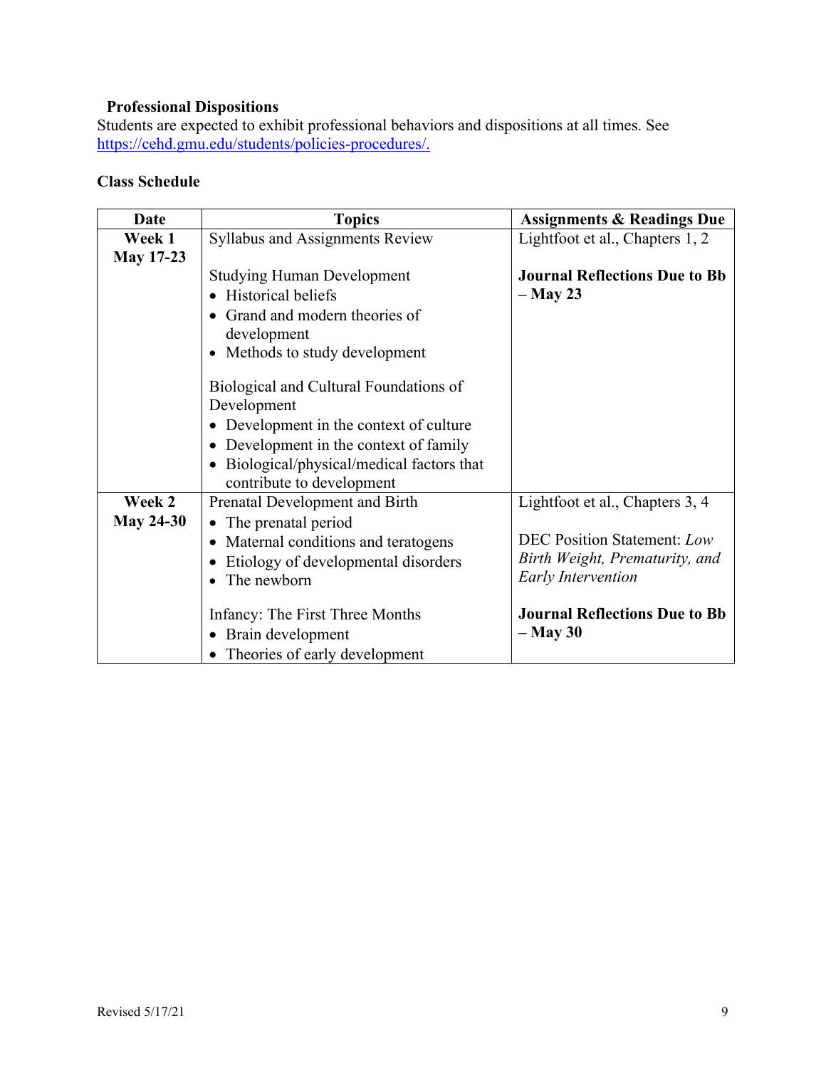### Professional Dispositions

Students are expected to exhibit professional behaviors and dispositions at all times. See https://cehd.gmu.edu/students/policies-procedures/.

### Class Schedule

| Date | Topics | Assignments & Readings Due |
| --- | --- | --- |
| **Week 1 May 17-23** | Syllabus and Assignments Review<br><br>Studying Human Development<br>• Historical beliefs<br>• Grand and modern theories of development<br>• Methods to study development<br><br>Biological and Cultural Foundations of Development<br>• Development in the context of culture<br>• Development in the context of family<br>• Biological/physical/medical factors that contribute to development | Lightfoot et al., Chapters 1, 2<br><br>**Journal Reflections Due to Bb – May 23** |
| **Week 2 May 24-30** | Prenatal Development and Birth<br>• The prenatal period<br>• Maternal conditions and teratogens<br>• Etiology of developmental disorders<br>• The newborn<br><br>Infancy: The First Three Months<br>• Brain development<br>• Theories of early development | Lightfoot et al., Chapters 3, 4<br><br>DEC Position Statement: *Low Birth Weight, Prematurity, and Early Intervention*<br><br>**Journal Reflections Due to Bb – May 30** |

Revised 5/17/21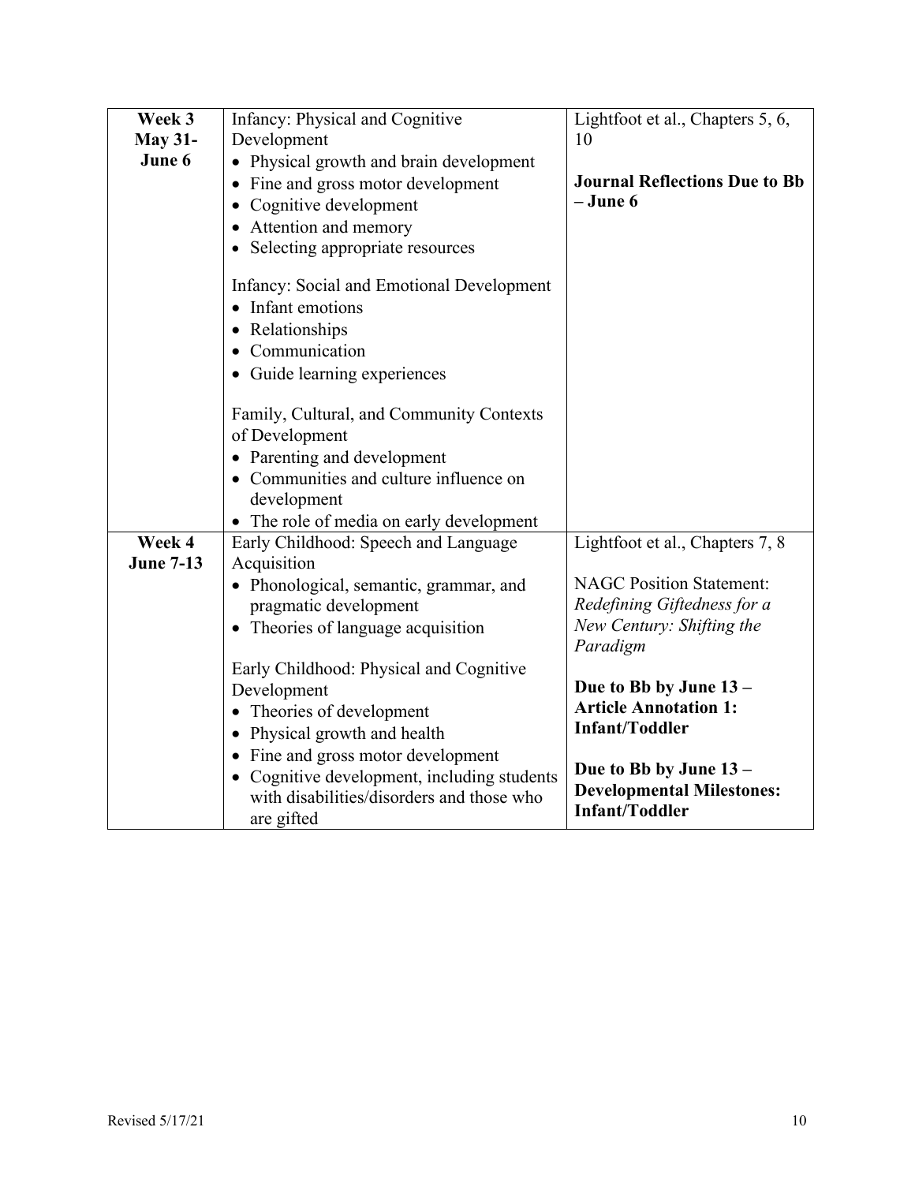| **Week 3 May 31- June 6** | Infancy: Physical and Cognitive Development<br>• Physical growth and brain development<br>• Fine and gross motor development<br>• Cognitive development<br>• Attention and memory<br>• Selecting appropriate resources<br><br>Infancy: Social and Emotional Development<br>• Infant emotions<br>• Relationships<br>• Communication<br>• Guide learning experiences<br><br>Family, Cultural, and Community Contexts of Development<br>• Parenting and development<br>• Communities and culture influence on development<br>• The role of media on early development | Lightfoot et al., Chapters 5, 6, 10<br><br>**Journal Reflections Due to Bb – June 6** |
|---|---|---|
| **Week 4 June 7-13** | Early Childhood: Speech and Language Acquisition<br>• Phonological, semantic, grammar, and pragmatic development<br>• Theories of language acquisition<br><br>Early Childhood: Physical and Cognitive Development<br>• Theories of development<br>• Physical growth and health<br>• Fine and gross motor development<br>• Cognitive development, including students with disabilities/disorders and those who are gifted | Lightfoot et al., Chapters 7, 8<br><br>NAGC Position Statement: *Redefining Giftedness for a New Century: Shifting the Paradigm*<br><br>**Due to Bb by June 13 – Article Annotation 1: Infant/Toddler**<br><br>**Due to Bb by June 13 – Developmental Milestones: Infant/Toddler** |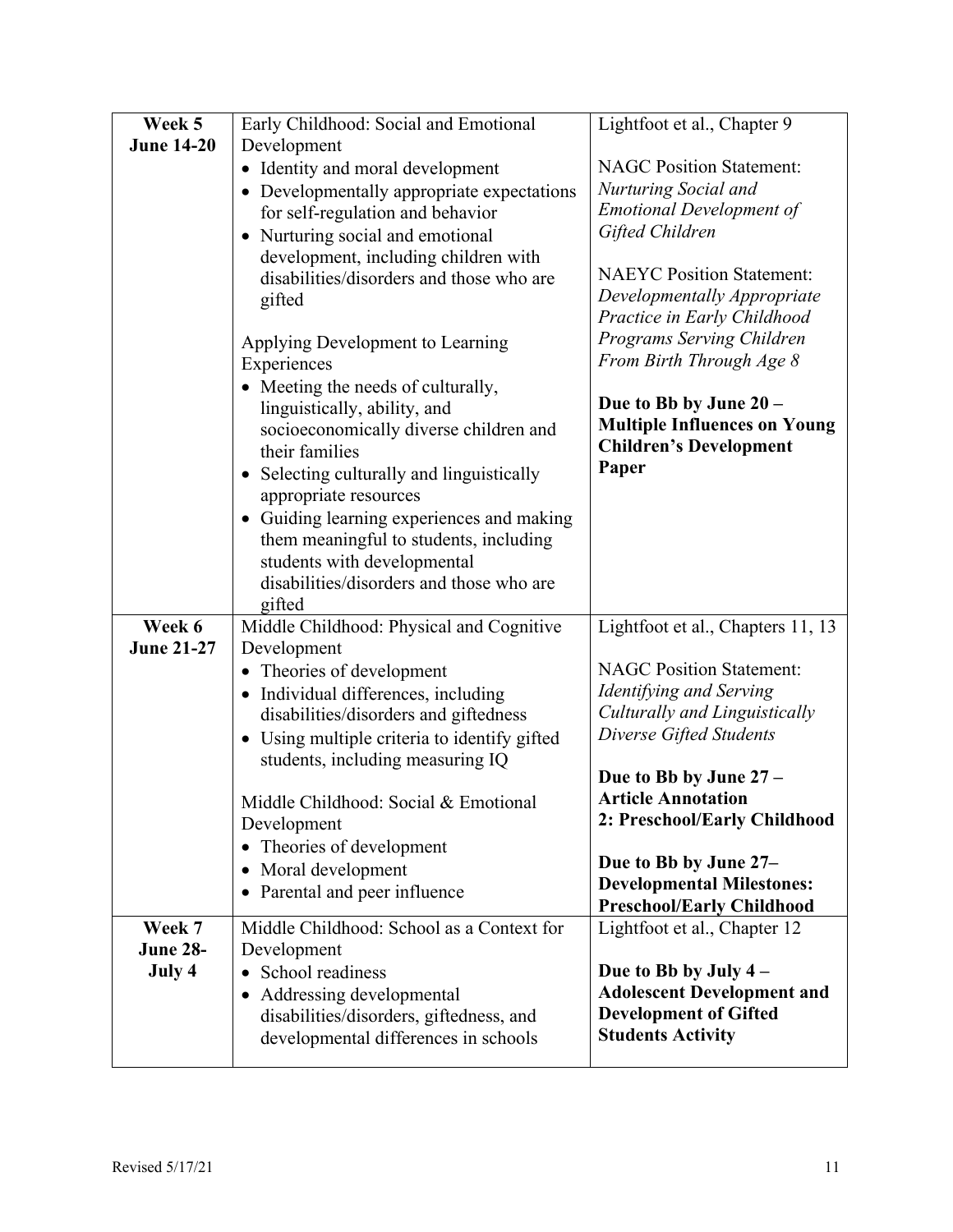| Week 5<br>June 14-20 | Early Childhood: Social and Emotional Development<br>• Identity and moral development<br>• Developmentally appropriate expectations for self-regulation and behavior<br>• Nurturing social and emotional development, including children with disabilities/disorders and those who are gifted<br><br>Applying Development to Learning Experiences<br>• Meeting the needs of culturally, linguistically, ability, and socioeconomically diverse children and their families<br>• Selecting culturally and linguistically appropriate resources<br>• Guiding learning experiences and making them meaningful to students, including students with developmental disabilities/disorders and those who are gifted | Lightfoot et al., Chapter 9<br><br>NAGC Position Statement: *Nurturing Social and Emotional Development of Gifted Children*<br><br>NAEYC Position Statement: *Developmentally Appropriate Practice in Early Childhood Programs Serving Children From Birth Through Age 8*<br><br>**Due to Bb by June 20 – Multiple Influences on Young Children's Development Paper** |
|---|---|---|
| Week 6<br>June 21-27 | Middle Childhood: Physical and Cognitive Development<br>• Theories of development<br>• Individual differences, including disabilities/disorders and giftedness<br>• Using multiple criteria to identify gifted students, including measuring IQ<br><br>Middle Childhood: Social & Emotional Development<br>• Theories of development<br>• Moral development<br>• Parental and peer influence | Lightfoot et al., Chapters 11, 13<br><br>NAGC Position Statement: *Identifying and Serving Culturally and Linguistically Diverse Gifted Students*<br><br>**Due to Bb by June 27 – Article Annotation 2: Preschool/Early Childhood**<br><br>**Due to Bb by June 27– Developmental Milestones: Preschool/Early Childhood** |
| Week 7<br>June 28-July 4 | Middle Childhood: School as a Context for Development<br>• School readiness<br>• Addressing developmental disabilities/disorders, giftedness, and developmental differences in schools | Lightfoot et al., Chapter 12<br><br>**Due to Bb by July 4 – Adolescent Development and Development of Gifted Students Activity** |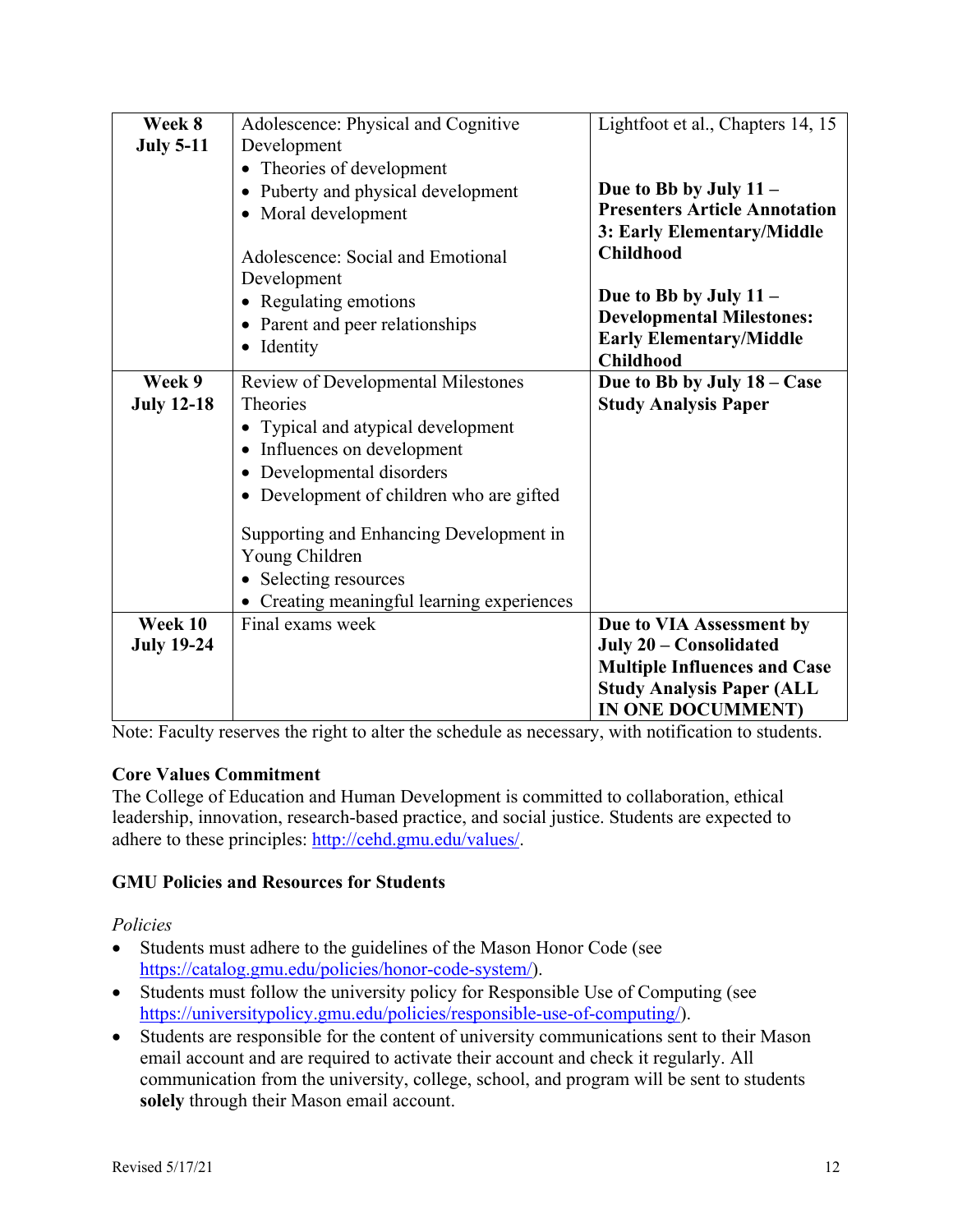| | | |
|---|---|---|
| **Week 8 July 5-11** | Adolescence: Physical and Cognitive Development<br>• Theories of development<br>• Puberty and physical development<br>• Moral development<br><br>Adolescence: Social and Emotional Development<br>• Regulating emotions<br>• Parent and peer relationships<br>• Identity | Lightfoot et al., Chapters 14, 15<br><br>**Due to Bb by July 11 – Presenters Article Annotation 3: Early Elementary/Middle Childhood**<br><br>**Due to Bb by July 11 – Developmental Milestones: Early Elementary/Middle Childhood** |
| **Week 9 July 12-18** | Review of Developmental Milestones Theories<br>• Typical and atypical development<br>• Influences on development<br>• Developmental disorders<br>• Development of children who are gifted<br><br>Supporting and Enhancing Development in Young Children<br>• Selecting resources<br>• Creating meaningful learning experiences | **Due to Bb by July 18 – Case Study Analysis Paper** |
| **Week 10 July 19-24** | Final exams week | **Due to VIA Assessment by July 20 – Consolidated Multiple Influences and Case Study Analysis Paper (ALL IN ONE DOCUMMENT)** |

Note: Faculty reserves the right to alter the schedule as necessary, with notification to students.

**Core Values Commitment**

The College of Education and Human Development is committed to collaboration, ethical leadership, innovation, research-based practice, and social justice. Students are expected to adhere to these principles: http://cehd.gmu.edu/values/.

**GMU Policies and Resources for Students**

*Policies*

- Students must adhere to the guidelines of the Mason Honor Code (see https://catalog.gmu.edu/policies/honor-code-system/).
- Students must follow the university policy for Responsible Use of Computing (see https://universitypolicy.gmu.edu/policies/responsible-use-of-computing/).
- Students are responsible for the content of university communications sent to their Mason email account and are required to activate their account and check it regularly. All communication from the university, college, school, and program will be sent to students **solely** through their Mason email account.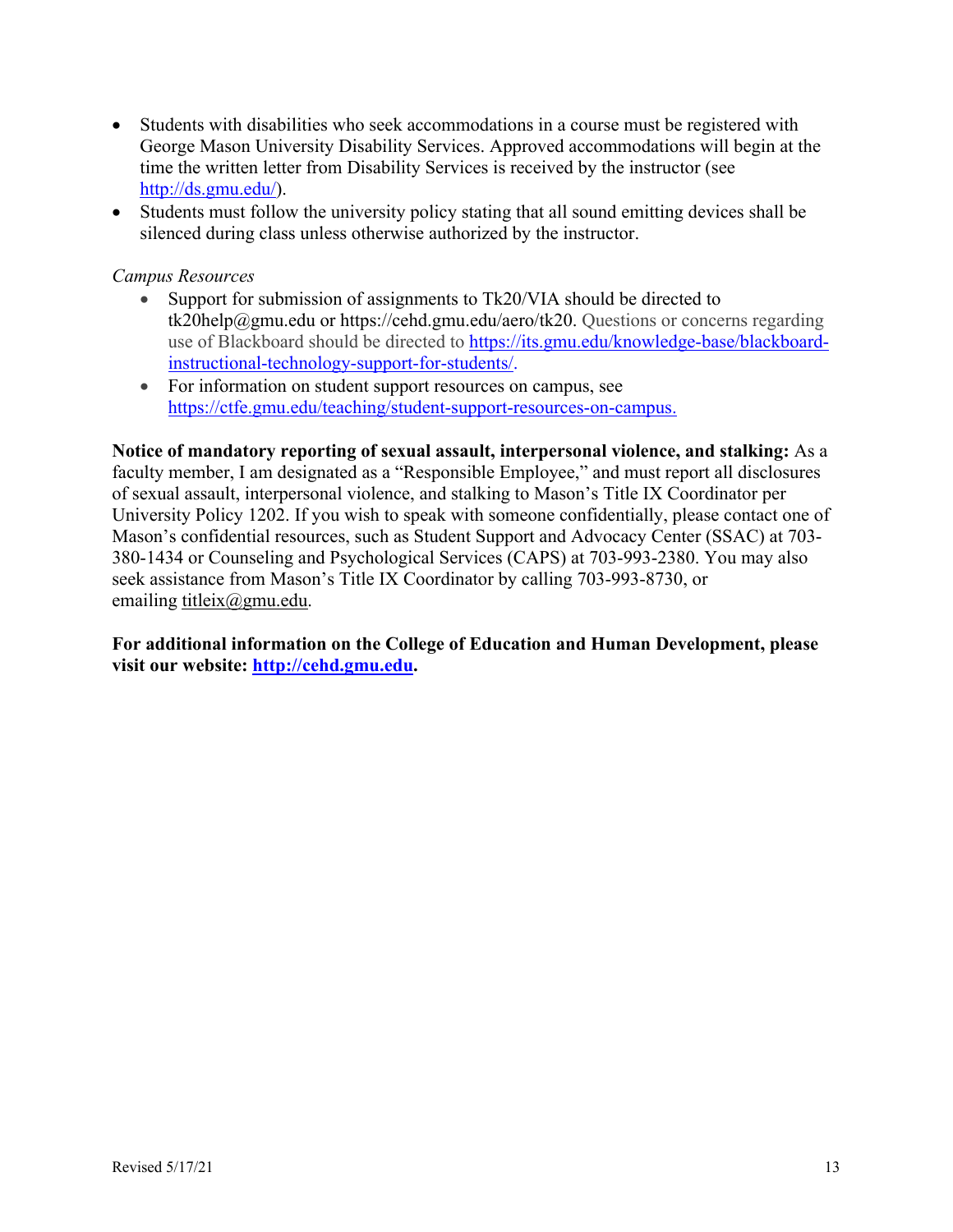- Students with disabilities who seek accommodations in a course must be registered with George Mason University Disability Services. Approved accommodations will begin at the time the written letter from Disability Services is received by the instructor (see http://ds.gmu.edu/).
- Students must follow the university policy stating that all sound emitting devices shall be silenced during class unless otherwise authorized by the instructor.

*Campus Resources*

- Support for submission of assignments to Tk20/VIA should be directed to tk20help@gmu.edu or https://cehd.gmu.edu/aero/tk20. Questions or concerns regarding use of Blackboard should be directed to https://its.gmu.edu/knowledge-base/blackboard-instructional-technology-support-for-students/.
- For information on student support resources on campus, see https://ctfe.gmu.edu/teaching/student-support-resources-on-campus.

**Notice of mandatory reporting of sexual assault, interpersonal violence, and stalking:** As a faculty member, I am designated as a "Responsible Employee," and must report all disclosures of sexual assault, interpersonal violence, and stalking to Mason's Title IX Coordinator per University Policy 1202. If you wish to speak with someone confidentially, please contact one of Mason's confidential resources, such as Student Support and Advocacy Center (SSAC) at 703-380-1434 or Counseling and Psychological Services (CAPS) at 703-993-2380. You may also seek assistance from Mason's Title IX Coordinator by calling 703-993-8730, or emailing titleix@gmu.edu.

**For additional information on the College of Education and Human Development, please visit our website: http://cehd.gmu.edu.**

Revised 5/17/21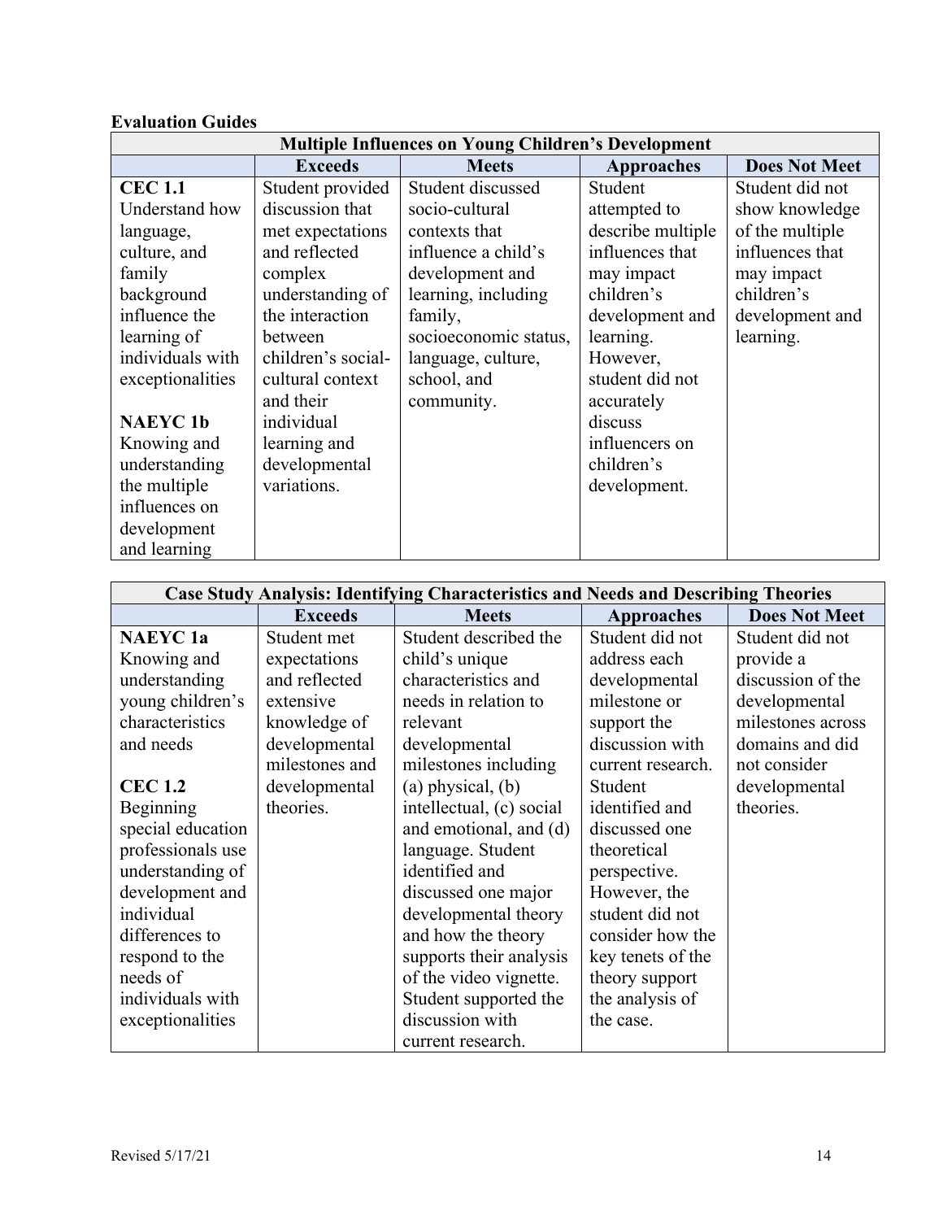**Evaluation Guides**

| Multiple Influences on Young Children's Development | | | | |
|---|---|---|---|---|
| | **Exceeds** | **Meets** | **Approaches** | **Does Not Meet** |
| **CEC 1.1** Understand how language, culture, and family background influence the learning of individuals with exceptionalities<br><br>**NAEYC 1b** Knowing and understanding the multiple influences on development and learning | Student provided discussion that met expectations and reflected complex understanding of the interaction between children's social-cultural context and their individual learning and developmental variations. | Student discussed socio-cultural contexts that influence a child's development and learning, including family, socioeconomic status, language, culture, school, and community. | Student attempted to describe multiple influences that may impact children's development and learning. However, student did not accurately discuss influencers on children's development. | Student did not show knowledge of the multiple influences that may impact children's development and learning. |

| Case Study Analysis: Identifying Characteristics and Needs and Describing Theories | | | | |
|---|---|---|---|---|
| | **Exceeds** | **Meets** | **Approaches** | **Does Not Meet** |
| **NAEYC 1a** Knowing and understanding young children's characteristics and needs<br><br>**CEC 1.2** Beginning special education professionals use understanding of development and individual differences to respond to the needs of individuals with exceptionalities | Student met expectations and reflected extensive knowledge of developmental milestones and developmental theories. | Student described the child's unique characteristics and needs in relation to relevant developmental milestones including (a) physical, (b) intellectual, (c) social and emotional, and (d) language. Student identified and discussed one major developmental theory and how the theory supports their analysis of the video vignette. Student supported the discussion with current research. | Student did not address each developmental milestone or support the discussion with current research. Student identified and discussed one theoretical perspective. However, the student did not consider how the key tenets of the theory support the analysis of the case. | Student did not provide a discussion of the developmental milestones across domains and did not consider developmental theories. |

Revised 5/17/21